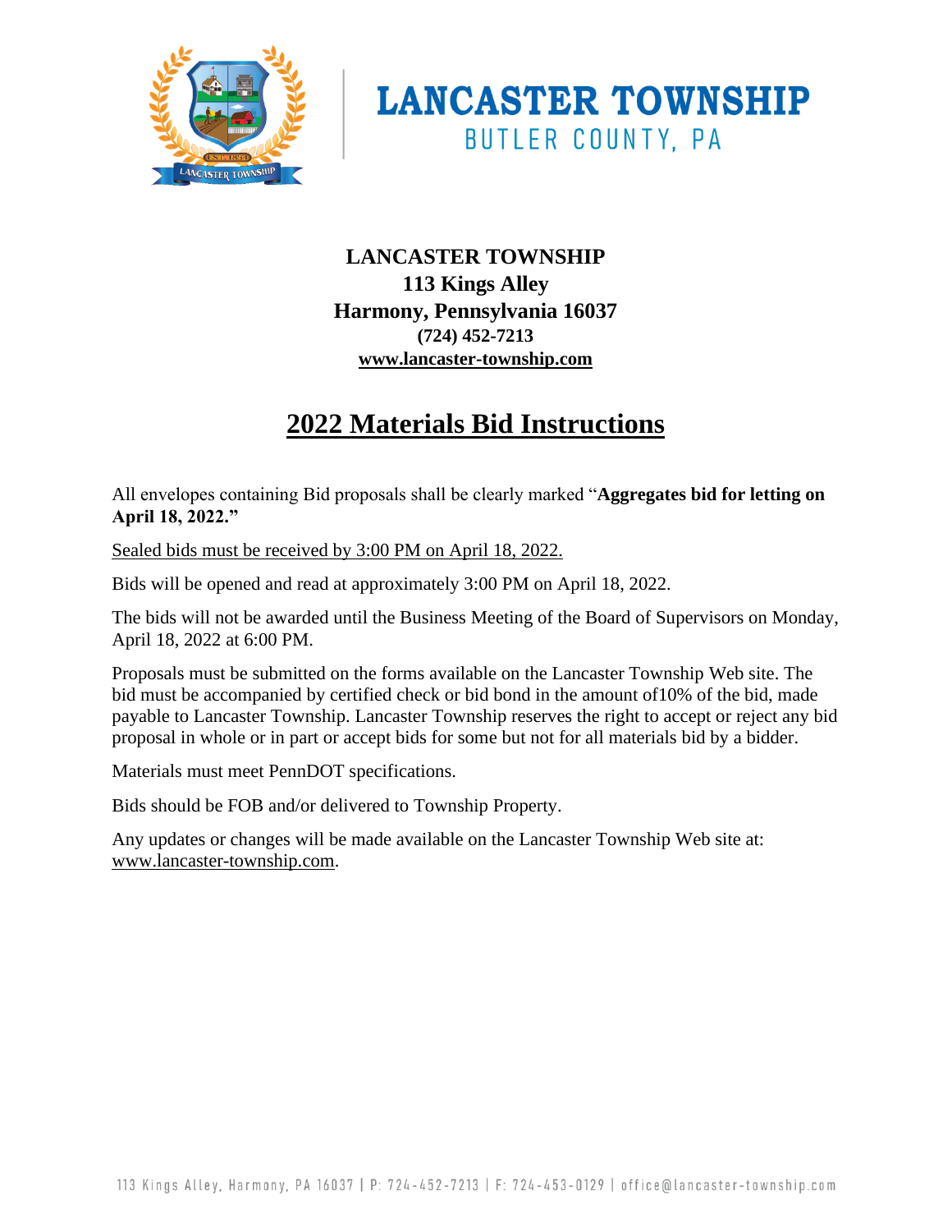# LANCASTER TOWNSHIP

BUTLER COUNTY, PA

**LANCASTER TOWNSHIP**
**113 Kings Alley**
**Harmony, Pennsylvania 16037**
**(724) 452-7213**
**www.lancaster-township.com**

## 2022 Materials Bid Instructions

All envelopes containing Bid proposals shall be clearly marked "**Aggregates bid for letting on April 18, 2022.**"

Sealed bids must be received by 3:00 PM on April 18, 2022.

Bids will be opened and read at approximately 3:00 PM on April 18, 2022.

The bids will not be awarded until the Business Meeting of the Board of Supervisors on Monday, April 18, 2022 at 6:00 PM.

Proposals must be submitted on the forms available on the Lancaster Township Web site. The bid must be accompanied by certified check or bid bond in the amount of10% of the bid, made payable to Lancaster Township. Lancaster Township reserves the right to accept or reject any bid proposal in whole or in part or accept bids for some but not for all materials bid by a bidder.

Materials must meet PennDOT specifications.

Bids should be FOB and/or delivered to Township Property.

Any updates or changes will be made available on the Lancaster Township Web site at: www.lancaster-township.com.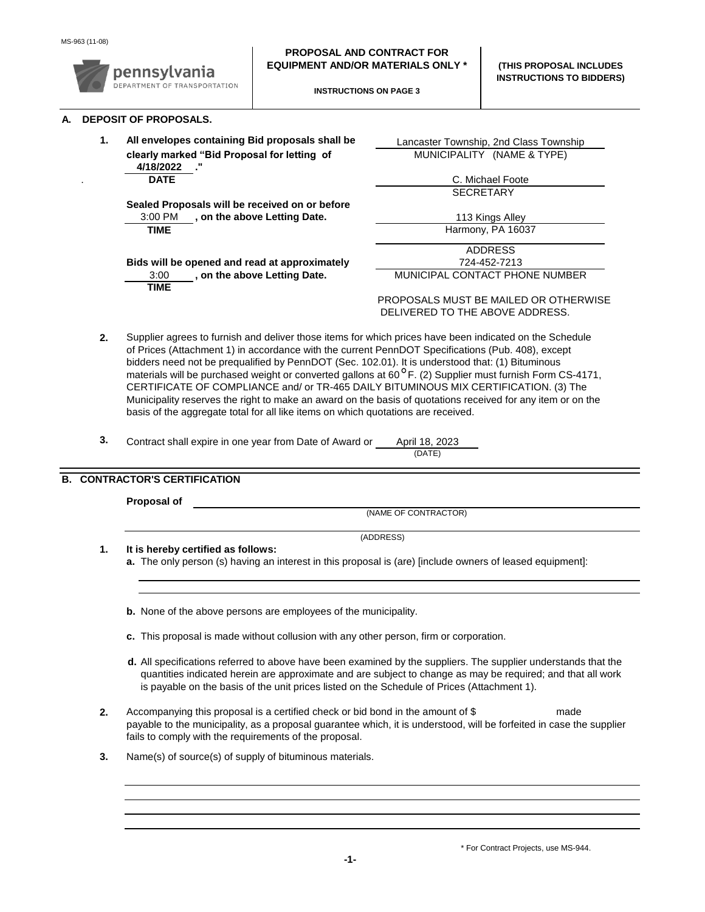MS-963 (11-08)

pennsylvania DEPARTMENT OF TRANSPORTATION

**PROPOSAL AND CONTRACT FOR EQUIPMENT AND/OR MATERIALS ONLY ***

**INSTRUCTIONS ON PAGE 3**

**(THIS PROPOSAL INCLUDES INSTRUCTIONS TO BIDDERS)**

## A. DEPOSIT OF PROPOSALS.

**1.** **All envelopes containing Bid proposals shall be clearly marked "Bid Proposal for letting of 4/18/2022 ."**
**DATE**

**Sealed Proposals will be received on or before** 3:00 PM **, on the above Letting Date.**
**TIME**

**Bids will be opened and read at approximately** 3:00 **, on the above Letting Date.**
**TIME**

Lancaster Township, 2nd Class Township
MUNICIPALITY (NAME & TYPE)

C. Michael Foote
SECRETARY

113 Kings Alley
Harmony, PA 16037
ADDRESS

724-452-7213
MUNICIPAL CONTACT PHONE NUMBER

PROPOSALS MUST BE MAILED OR OTHERWISE DELIVERED TO THE ABOVE ADDRESS.

**2.** Supplier agrees to furnish and deliver those items for which prices have been indicated on the Schedule of Prices (Attachment 1) in accordance with the current PennDOT Specifications (Pub. 408), except bidders need not be prequalified by PennDOT (Sec. 102.01). It is understood that: (1) Bituminous materials will be purchased weight or converted gallons at 60°F. (2) Supplier must furnish Form CS-4171, CERTIFICATE OF COMPLIANCE and/ or TR-465 DAILY BITUMINOUS MIX CERTIFICATION. (3) The Municipality reserves the right to make an award on the basis of quotations received for any item or on the basis of the aggregate total for all like items on which quotations are received.

**3.** Contract shall expire in one year from Date of Award or April 18, 2023
(DATE)

## B. CONTRACTOR'S CERTIFICATION

**Proposal of** \_\_\_\_\_\_\_\_\_\_\_\_\_\_\_\_\_\_\_\_
(NAME OF CONTRACTOR)

\_\_\_\_\_\_\_\_\_\_\_\_\_\_\_\_\_\_\_\_
(ADDRESS)

**1.** **It is hereby certified as follows:**

**a.** The only person (s) having an interest in this proposal is (are) [include owners of leased equipment]:

\_\_\_\_\_\_\_\_\_\_\_\_\_\_\_\_\_\_\_\_

\_\_\_\_\_\_\_\_\_\_\_\_\_\_\_\_\_\_\_\_

**b.** None of the above persons are employees of the municipality.

**c.** This proposal is made without collusion with any other person, firm or corporation.

**d.** All specifications referred to above have been examined by the suppliers. The supplier understands that the quantities indicated herein are approximate and are subject to change as may be required; and that all work is payable on the basis of the unit prices listed on the Schedule of Prices (Attachment 1).

**2.** Accompanying this proposal is a certified check or bid bond in the amount of $ \_\_\_\_\_\_\_\_ made payable to the municipality, as a proposal guarantee which, it is understood, will be forfeited in case the supplier fails to comply with the requirements of the proposal.

**3.** Name(s) of source(s) of supply of bituminous materials.

\_\_\_\_\_\_\_\_\_\_\_\_\_\_\_\_\_\_\_\_

\_\_\_\_\_\_\_\_\_\_\_\_\_\_\_\_\_\_\_\_

\_\_\_\_\_\_\_\_\_\_\_\_\_\_\_\_\_\_\_\_

\_\_\_\_\_\_\_\_\_\_\_\_\_\_\_\_\_\_\_\_

\* For Contract Projects, use MS-944.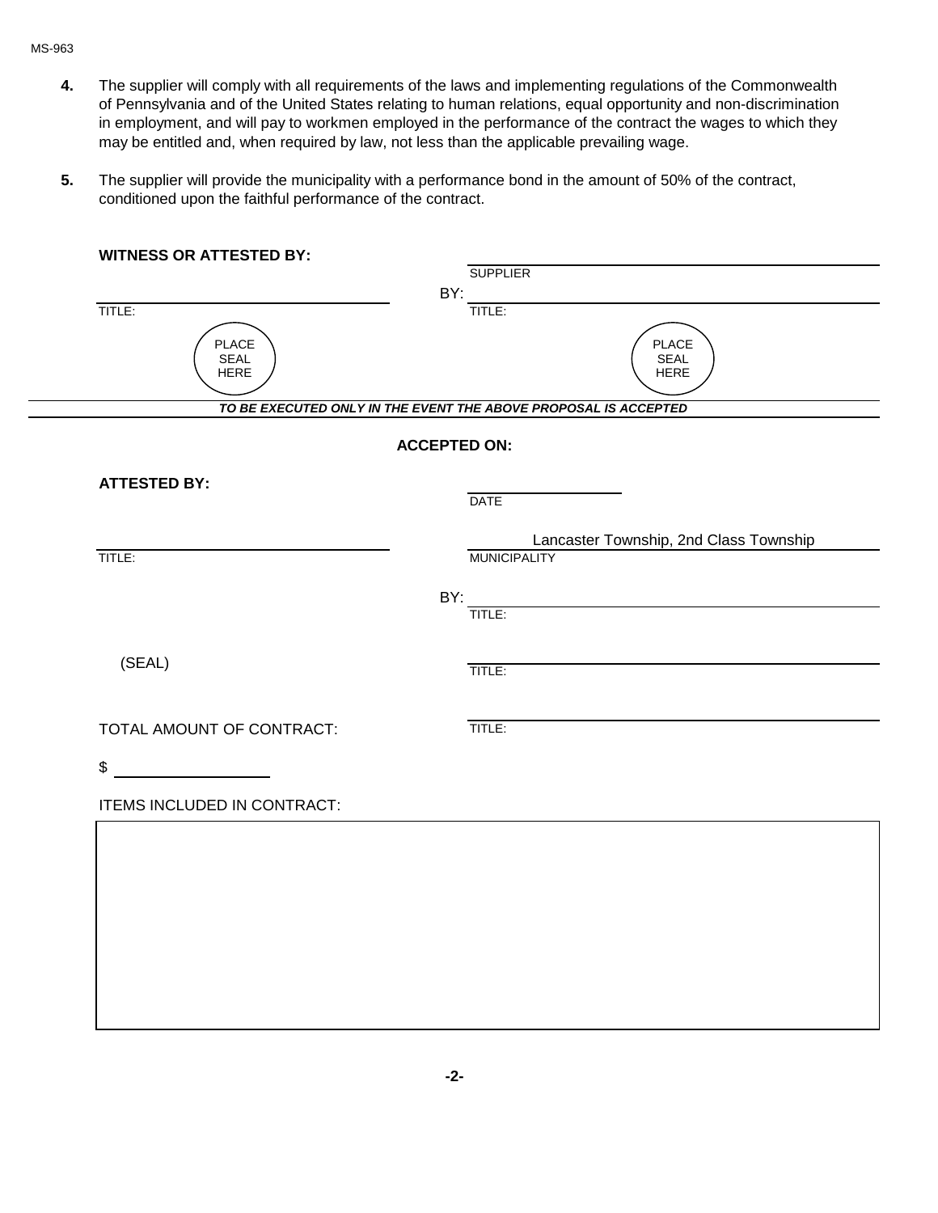4. The supplier will comply with all requirements of the laws and implementing regulations of the Commonwealth of Pennsylvania and of the United States relating to human relations, equal opportunity and non-discrimination in employment, and will pay to workmen employed in the performance of the contract the wages to which they may be entitled and, when required by law, not less than the applicable prevailing wage.

5. The supplier will provide the municipality with a performance bond in the amount of 50% of the contract, conditioned upon the faithful performance of the contract.

**WITNESS OR ATTESTED BY:**

SUPPLIER

BY: ______________________________

TITLE: ______________________________ TITLE: ______________________________

PLACE SEAL HERE PLACE SEAL HERE

***TO BE EXECUTED ONLY IN THE EVENT THE ABOVE PROPOSAL IS ACCEPTED***

**ACCEPTED ON:**

**ATTESTED BY:**

______________________________
DATE

Lancaster Township, 2nd Class Township
MUNICIPALITY

TITLE: ______________________________

BY: ______________________________
TITLE:

(SEAL)

______________________________
TITLE:

TOTAL AMOUNT OF CONTRACT:

______________________________
TITLE:

$ ______________________________

ITEMS INCLUDED IN CONTRACT: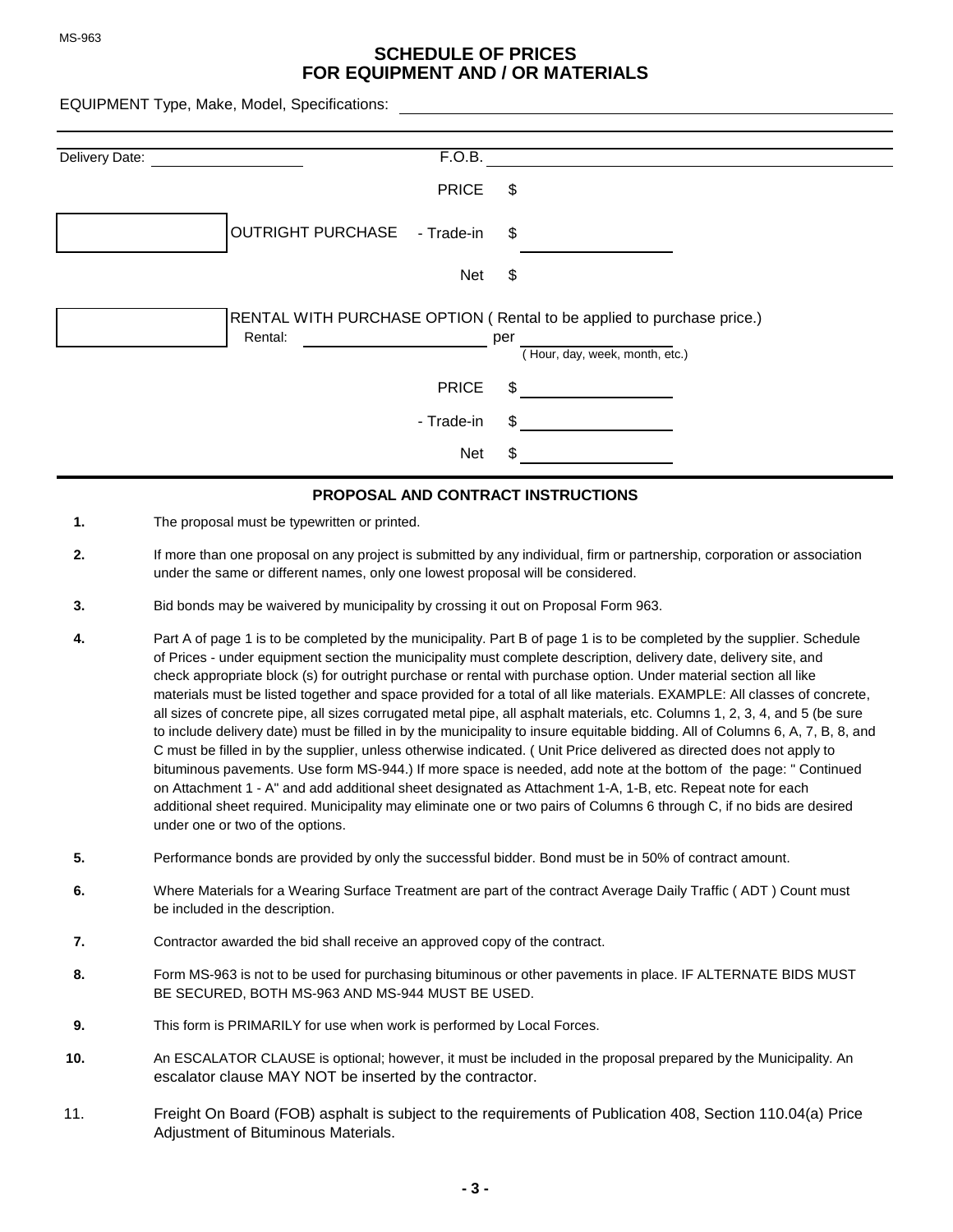MS-963

# SCHEDULE OF PRICES FOR EQUIPMENT AND / OR MATERIALS

EQUIPMENT Type, Make, Model, Specifications: ______________________________

______________________________

Delivery Date: ______________ F.O.B. ______________________________

PRICE $

☐ OUTRIGHT PURCHASE - Trade-in $ ______________

Net $

☐ RENTAL WITH PURCHASE OPTION ( Rental to be applied to purchase price.)

Rental: ______________ per ______________
( Hour, day, week, month, etc.)

PRICE $ ______________

- Trade-in $ ______________

Net $ ______________

## PROPOSAL AND CONTRACT INSTRUCTIONS

**1.** The proposal must be typewritten or printed.

**2.** If more than one proposal on any project is submitted by any individual, firm or partnership, corporation or association under the same or different names, only one lowest proposal will be considered.

**3.** Bid bonds may be waivered by municipality by crossing it out on Proposal Form 963.

**4.** Part A of page 1 is to be completed by the municipality. Part B of page 1 is to be completed by the supplier. Schedule of Prices - under equipment section the municipality must complete description, delivery date, delivery site, and check appropriate block (s) for outright purchase or rental with purchase option. Under material section all like materials must be listed together and space provided for a total of all like materials. EXAMPLE: All classes of concrete, all sizes of concrete pipe, all sizes corrugated metal pipe, all asphalt materials, etc. Columns 1, 2, 3, 4, and 5 (be sure to include delivery date) must be filled in by the municipality to insure equitable bidding. All of Columns 6, A, 7, B, 8, and C must be filled in by the supplier, unless otherwise indicated. ( Unit Price delivered as directed does not apply to bituminous pavements. Use form MS-944.) If more space is needed, add note at the bottom of the page: " Continued on Attachment 1 - A" and add additional sheet designated as Attachment 1-A, 1-B, etc. Repeat note for each additional sheet required. Municipality may eliminate one or two pairs of Columns 6 through C, if no bids are desired under one or two of the options.

**5.** Performance bonds are provided by only the successful bidder. Bond must be in 50% of contract amount.

**6.** Where Materials for a Wearing Surface Treatment are part of the contract Average Daily Traffic ( ADT ) Count must be included in the description.

**7.** Contractor awarded the bid shall receive an approved copy of the contract.

**8.** Form MS-963 is not to be used for purchasing bituminous or other pavements in place. IF ALTERNATE BIDS MUST BE SECURED, BOTH MS-963 AND MS-944 MUST BE USED.

**9.** This form is PRIMARILY for use when work is performed by Local Forces.

**10.** An ESCALATOR CLAUSE is optional; however, it must be included in the proposal prepared by the Municipality. An escalator clause MAY NOT be inserted by the contractor.

11. Freight On Board (FOB) asphalt is subject to the requirements of Publication 408, Section 110.04(a) Price Adjustment of Bituminous Materials.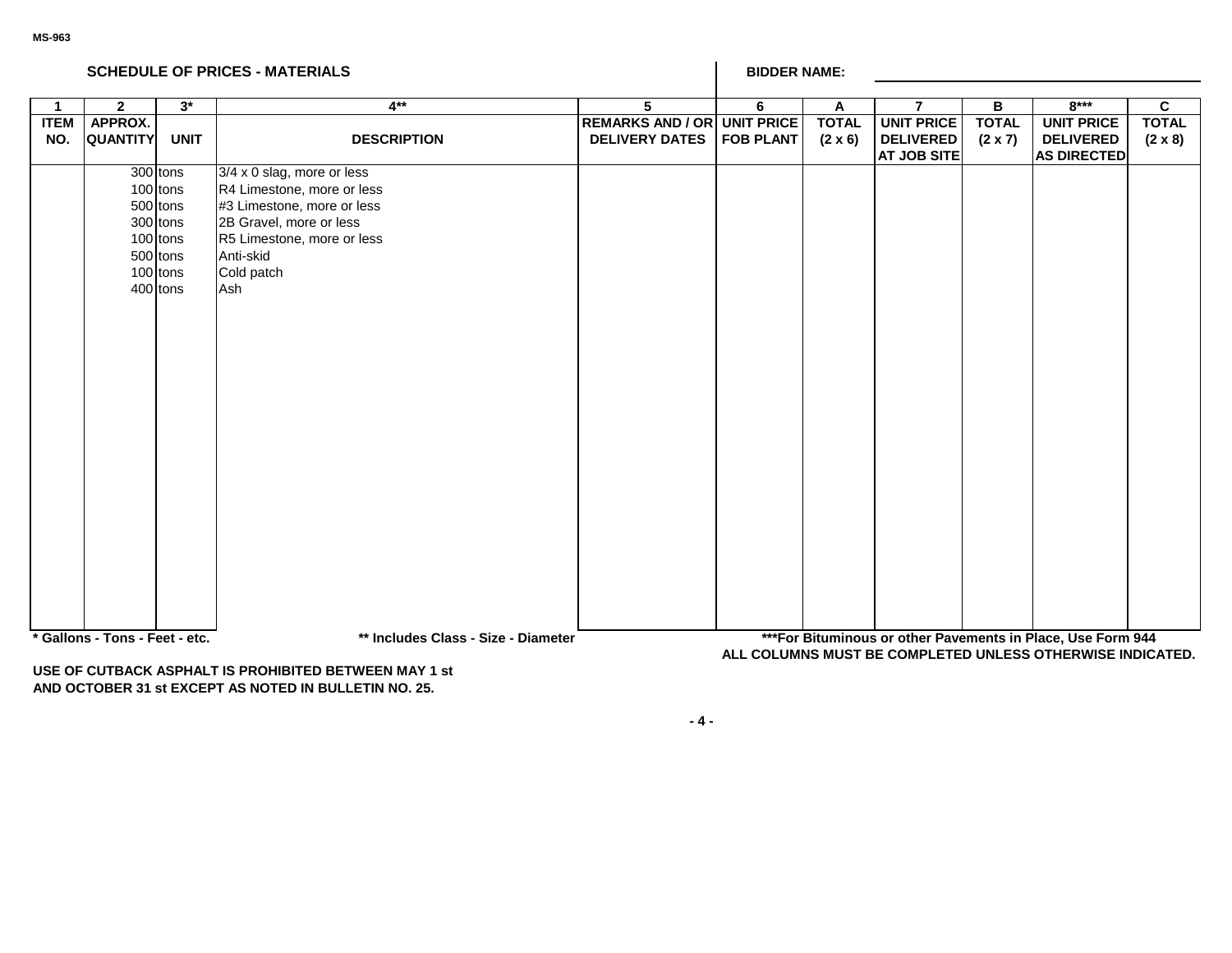MS-963

## SCHEDULE OF PRICES - MATERIALS

**BIDDER NAME:** ______________________

| 1 | 2 | 3* | 4** | 5 | 6 | A | 7 | B | 8*** | C |
|---|---|---|---|---|---|---|---|---|---|---|
| **ITEM NO.** | **APPROX. QUANTITY** | **UNIT** | **DESCRIPTION** | **REMARKS AND / OR DELIVERY DATES** | **UNIT PRICE FOB PLANT** | **TOTAL (2 x 6)** | **UNIT PRICE DELIVERED AT JOB SITE** | **TOTAL (2 x 7)** | **UNIT PRICE DELIVERED AS DIRECTED** | **TOTAL (2 x 8)** |
| | 300 | tons | 3/4 x 0 slag, more or less | | | | | | | |
| | 100 | tons | R4 Limestone, more or less | | | | | | | |
| | 500 | tons | #3 Limestone, more or less | | | | | | | |
| | 300 | tons | 2B Gravel, more or less | | | | | | | |
| | 100 | tons | R5 Limestone, more or less | | | | | | | |
| | 500 | tons | Anti-skid | | | | | | | |
| | 100 | tons | Cold patch | | | | | | | |
| | 400 | tons | Ash | | | | | | | |

**\* Gallons - Tons - Feet - etc.**

**\*\* Includes Class - Size - Diameter**

**\*\*\*For Bituminous or other Pavements in Place, Use Form 944**

**ALL COLUMNS MUST BE COMPLETED UNLESS OTHERWISE INDICATED.**

**USE OF CUTBACK ASPHALT IS PROHIBITED BETWEEN MAY 1 st AND OCTOBER 31 st EXCEPT AS NOTED IN BULLETIN NO. 25.**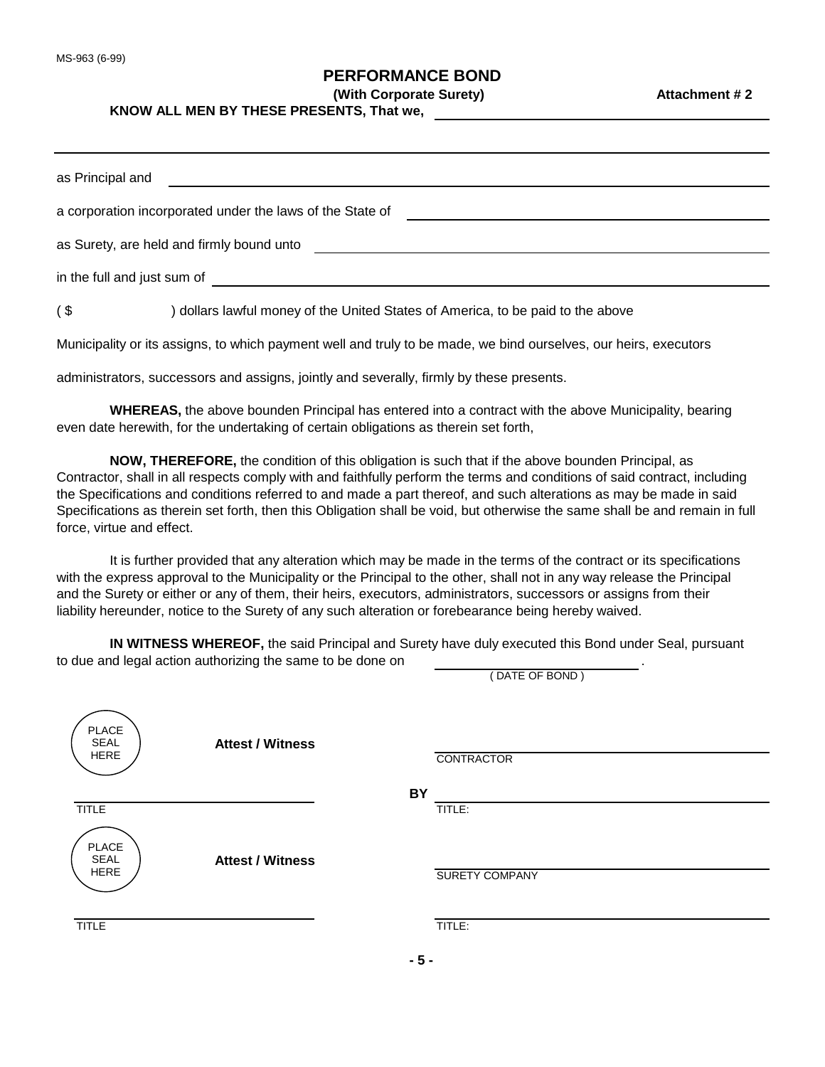MS-963 (6-99)

# PERFORMANCE BOND

**(With Corporate Surety)** **Attachment # 2**

**KNOW ALL MEN BY THESE PRESENTS, That we,** ______________________________

______________________________________________________________________

as Principal and ______________________________________________________

a corporation incorporated under the laws of the State of ______________________

as Surety, are held and firmly bound unto ________________________________

in the full and just sum of _____________________________________________

( $                    ) dollars lawful money of the United States of America, to be paid to the above

Municipality or its assigns, to which payment well and truly to be made, we bind ourselves, our heirs, executors

administrators, successors and assigns, jointly and severally, firmly by these presents.

**WHEREAS,** the above bounden Principal has entered into a contract with the above Municipality, bearing even date herewith, for the undertaking of certain obligations as therein set forth,

**NOW, THEREFORE,** the condition of this obligation is such that if the above bounden Principal, as Contractor, shall in all respects comply with and faithfully perform the terms and conditions of said contract, including the Specifications and conditions referred to and made a part thereof, and such alterations as may be made in said Specifications as therein set forth, then this Obligation shall be void, but otherwise the same shall be and remain in full force, virtue and effect.

It is further provided that any alteration which may be made in the terms of the contract or its specifications with the express approval to the Municipality or the Principal to the other, shall not in any way release the Principal and the Surety or either or any of them, their heirs, executors, administrators, successors or assigns from their liability hereunder, notice to the Surety of any such alteration or forebearance being hereby waived.

**IN WITNESS WHEREOF,** the said Principal and Surety have duly executed this Bond under Seal, pursuant to due and legal action authorizing the same to be done on ______________________.
( DATE OF BOND )

PLACE SEAL HERE

**Attest / Witness**

______________________
TITLE

______________________________
CONTRACTOR

**BY** ______________________________
TITLE:

PLACE SEAL HERE

**Attest / Witness**

______________________
TITLE

______________________________
SURETY COMPANY

______________________________
TITLE: